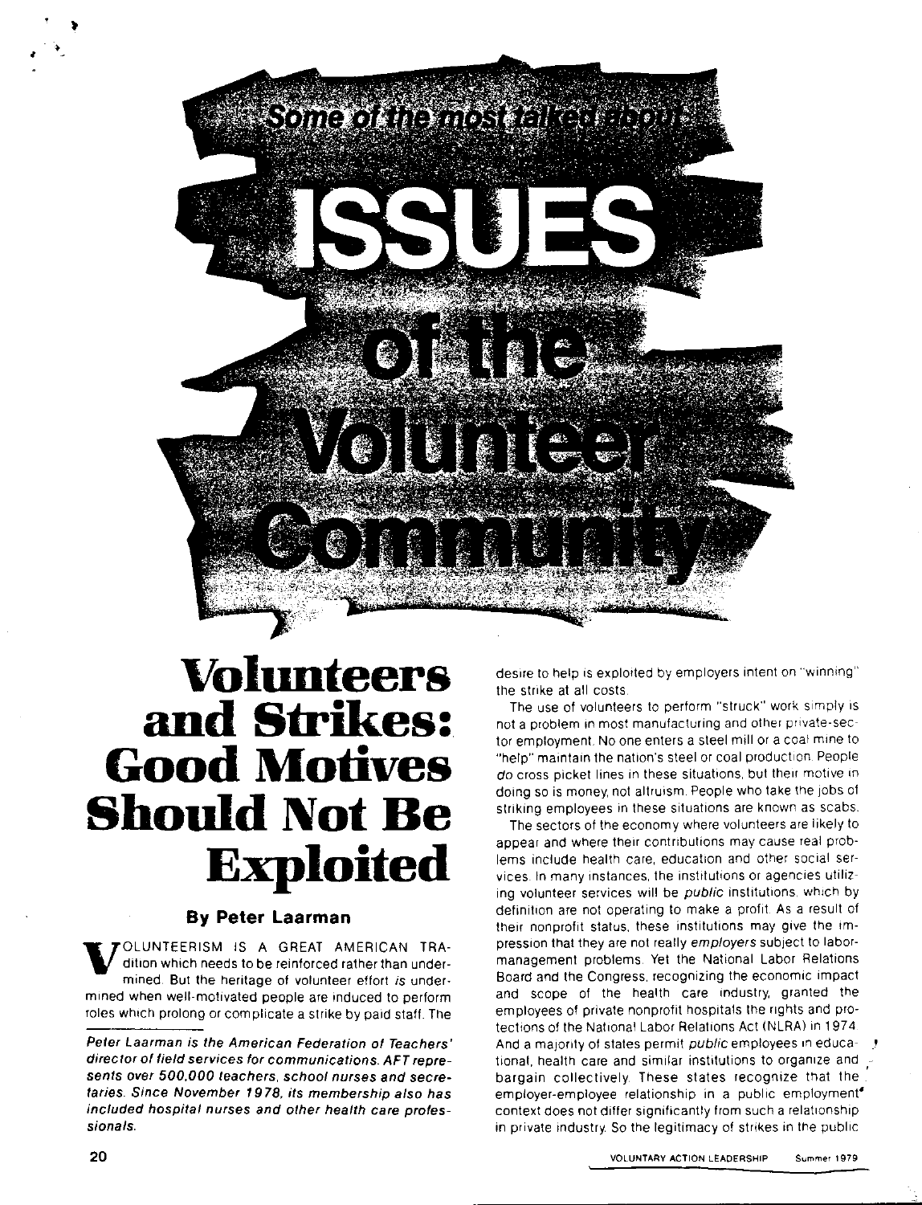# Some of the most talked about ISSUES of the Volunteer Community

## Volunteers and Strikes: Good Motives Should Not Be Exploited

### By Peter Laarman

VOLUNTEERISM IS A GREAT AMERICAN TRAdition which needs to be reinforced rather than undermined. But the heritage of volunteer effort *is* undermined when well-motivated people are induced to perform roles which prolong or complicate a strike by paid staff. The desire to help is exploited by employers intent on "winning" the strike at all costs.

*Peter Laarman is the American Federation of Teachers' director of field services for communications. AFT represents over 500,000 teachers, school nurses and secretaries. Since November 1978, its membership also has included hospital nurses and other health care professionals.*

The use of volunteers to perform "struck" work simply is not a problem in most manufacturing and other private-sector employment. No one enters a steel mill or a coal mine to "help" maintain the nation's steel or coal production. People *do* cross picket lines in these situations, but their motive in doing so is money, not altruism. People who take the jobs of striking employees in these situations are known as scabs.

The sectors of the economy where volunteers are likely to appear and where their contributions may cause real problems include health care, education and other social services. In many instances, the institutions or agencies utilizing volunteer services will be *public* institutions, which by definition are not operating to make a profit. As a result of their nonprofit status, these institutions may give the impression that they are not really *employers* subject to labor-management problems. Yet the National Labor Relations Board and the Congress, recognizing the economic impact and scope of the health care industry, granted the employees of private nonprofit hospitals the rights and protections of the National Labor Relations Act (NLRA) in 1974. And a majority of states permit *public* employees in educational, health care and similar institutions to organize and bargain collectively. These states recognize that the employer-employee relationship in a public employment context does not differ significantly from such a relationship in private industry. So the legitimacy of strikes in the public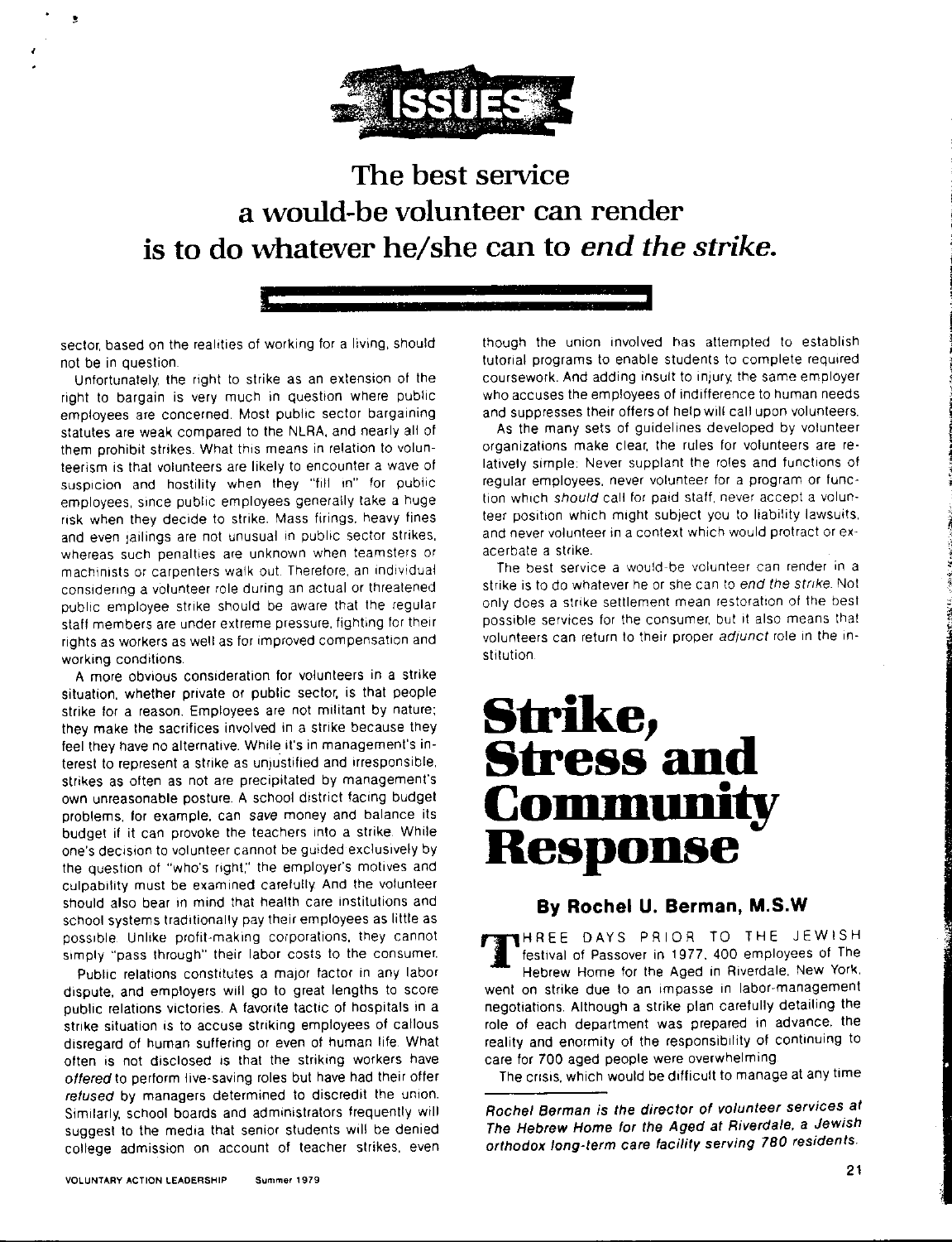ISSUES

## The best service a would-be volunteer can render is to do whatever he/she can to *end the strike.*

sector, based on the realities of working for a living, should not be in question.

Unfortunately, the right to strike as an extension of the right to bargain is very much in question where public employees are concerned. Most public sector bargaining statutes are weak compared to the NLRA, and nearly all of them prohibit strikes. What this means in relation to volunteerism is that volunteers are likely to encounter a wave of suspicion and hostility when they "fill in" for public employees, since public employees generally take a huge risk when they decide to strike. Mass firings, heavy fines and even jailings are not unusual in public sector strikes, whereas such penalties are unknown when teamsters or machinists or carpenters walk out. Therefore, an individual considering a volunteer role during an actual or threatened public employee strike should be aware that the regular staff members are under extreme pressure, fighting for their rights as workers as well as for improved compensation and working conditions.

A more obvious consideration for volunteers in a strike situation, whether private or public sector, is that people strike for a reason. Employees are not militant by nature; they make the sacrifices involved in a strike because they feel they have no alternative. While it's in management's interest to represent a strike as unjustified and irresponsible, strikes as often as not are precipitated by management's own unreasonable posture. A school district facing budget problems, for example, can *save* money and balance its budget if it can provoke the teachers into a strike. While one's decision to volunteer cannot be guided exclusively by the question of "who's right," the employer's motives and culpability must be examined carefully. And the volunteer should also bear in mind that health care institutions and school systems traditionally pay their employees as little as possible. Unlike profit-making corporations, they cannot simply "pass through" their labor costs to the consumer.

Public relations constitutes a major factor in any labor dispute, and employers will go to great lengths to score public relations victories. A favorite tactic of hospitals in a strike situation is to accuse striking employees of callous disregard of human suffering or even of human life. What often is not disclosed is that the striking workers have *offered* to perform life-saving roles but have had their offer *refused* by managers determined to discredit the union. Similarly, school boards and administrators frequently will suggest to the media that senior students will be denied college admission on account of teacher strikes, even though the union involved has attempted to establish tutorial programs to enable students to complete required coursework. And adding insult to injury, the same employer who accuses the employees of indifference to human needs and suppresses their offers of help will call upon volunteers.

As the many sets of guidelines developed by volunteer organizations make clear, the rules for volunteers are relatively simple: Never supplant the roles and functions of regular employees, never volunteer for a program or function which *should* call for paid staff, never accept a volunteer position which might subject you to liability lawsuits, and never volunteer in a context which would protract or exacerbate a strike.

The best service a would-be volunteer can render in a strike is to do whatever he or she can to *end the strike*. Not only does a strike settlement mean restoration of the best possible services for the consumer, but it also means that volunteers can return to their proper *adjunct* role in the institution.

# Strike, Stress and Community Response

### By Rochel U. Berman, M.S.W

THREE DAYS PRIOR TO THE JEWISH festival of Passover in 1977, 400 employees of The Hebrew Home for the Aged in Riverdale, New York, went on strike due to an impasse in labor-management negotiations. Although a strike plan carefully detailing the role of each department was prepared in advance, the reality and enormity of the responsibility of continuing to care for 700 aged people were overwhelming.

The crisis, which would be difficult to manage at any time

*Rochel Berman is the director of volunteer services at The Hebrew Home for the Aged at Riverdale, a Jewish orthodox long-term care facility serving 780 residents.*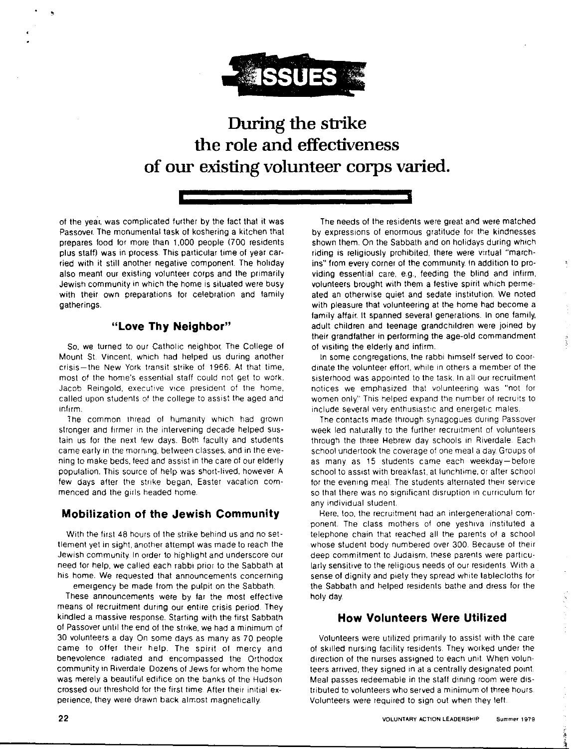# ISSUES

## During the strike the role and effectiveness of our existing volunteer corps varied.

of the year, was complicated further by the fact that it was Passover. The monumental task of koshering a kitchen that prepares food for more than 1,000 people (700 residents plus staff) was in process. This particular time of year carried with it still another negative component. The holiday also meant our existing volunteer corps and the primarily Jewish community in which the home is situated were busy with their own preparations for celebration and family gatherings.

### "Love Thy Neighbor"

So, we turned to our Catholic neighbor, The College of Mount St. Vincent, which had helped us during another crisis—the New York transit strike of 1966. At that time, most of the home's essential staff could not get to work. Jacob Reingold, executive vice president of the home, called upon students of the college to assist the aged and infirm.

The common thread of humanity which had grown stronger and firmer in the intervening decade helped sustain us for the next few days. Both faculty and students came early in the morning, between classes, and in the evening to make beds, feed and assist in the care of our elderly population. This source of help was short-lived, however. A few days after the strike began, Easter vacation commenced and the girls headed home.

### Mobilization of the Jewish Community

With the first 48 hours of the strike behind us and no settlement yet in sight, another attempt was made to reach the Jewish community. In order to highlight and underscore our need for help, we called each rabbi prior to the Sabbath at his home. We requested that announcements concerning emergency be made from the pulpit on the Sabbath.

These announcements were by far the most effective means of recruitment during our entire crisis period. They kindled a massive response. Starting with the first Sabbath of Passover until the end of the strike, we had a minimum of 30 volunteers a day. On some days as many as 70 people came to offer their help. The spirit of mercy and benevolence radiated and encompassed the Orthodox community in Riverdale. Dozens of Jews for whom the home was merely a beautiful edifice on the banks of the Hudson crossed our threshold for the first time. After their initial experience, they were drawn back almost magnetically.

The needs of the residents were great and were matched by expressions of enormous gratitude for the kindnesses shown them. On the Sabbath and on holidays during which riding is religiously prohibited, there were virtual "marchins" from every corner of the community. In addition to providing essential care, e.g., feeding the blind and infirm, volunteers brought with them a festive spirit which permeated an otherwise quiet and sedate institution. We noted with pleasure that volunteering at the home had become a family affair. It spanned several generations. In one family, adult children and teenage grandchildren were joined by their grandfather in performing the age-old commandment of visiting the elderly and infirm.

In some congregations, the rabbi himself served to coordinate the volunteer effort, while in others a member of the sisterhood was appointed to the task. In all our recruitment notices we emphasized that volunteering was "not for women only." This helped expand the number of recruits to include several very enthusiastic and energetic males.

The contacts made through synagogues during Passover week led naturally to the further recruitment of volunteers through the three Hebrew day schools in Riverdale. Each school undertook the coverage of one meal a day. Groups of as many as 15 students came each weekday—before school to assist with breakfast, at lunchtime, or after school for the evening meal. The students alternated their service so that there was no significant disruption in curriculum for any individual student.

Here, too, the recruitment had an intergenerational component. The class mothers of one yeshiva instituted a telephone chain that reached all the parents of a school whose student body numbered over 300. Because of their deep commitment to Judaism, these parents were particularly sensitive to the religious needs of our residents. With a sense of dignity and piety they spread white tablecloths for the Sabbath and helped residents bathe and dress for the holy day.

### How Volunteers Were Utilized

Volunteers were utilized primarily to assist with the care of skilled nursing facility residents. They worked under the direction of the nurses assigned to each unit. When volunteers arrived, they signed in at a centrally designated point. Meal passes redeemable in the staff dining room were distributed to volunteers who served a minimum of three hours. Volunteers were required to sign out when they left.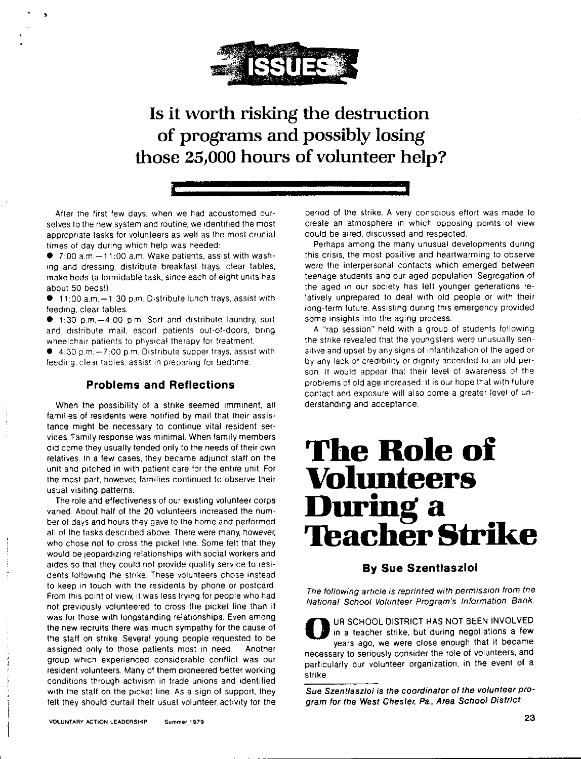# ISSUES

## Is it worth risking the destruction of programs and possibly losing those 25,000 hours of volunteer help?

After the first few days, when we had accustomed ourselves to the new system and routine, we identified the most appropriate tasks for volunteers as well as the most crucial times of day during which help was needed:

- 7:00 a.m.—11:00 a.m. Wake patients, assist with washing and dressing, distribute breakfast trays, clear tables, make beds (a formidable task, since each of eight units has about 50 beds!).
- 11:00 a.m.—1:30 p.m. Distribute lunch trays, assist with feeding, clear tables.
- 1:30 p.m.—4:00 p.m. Sort and distribute laundry, sort and distribute mail, escort patients out-of-doors, bring wheelchair patients to physical therapy for treatment.
- 4:30 p.m.—7:00 p.m. Distribute supper trays, assist with feeding, clear tables, assist in preparing for bedtime.

### Problems and Reflections

When the possibility of a strike seemed imminent, all families of residents were notified by mail that their assistance might be necessary to continue vital resident services. Family response was minimal. When family members did come they usually tended only to the needs of their own relatives. In a few cases, they became adjunct staff on the unit and pitched in with patient care for the entire unit. For the most part, however, families continued to observe their usual visiting patterns.

The role and effectiveness of our existing volunteer corps varied. About half of the 20 volunteers increased the number of days and hours they gave to the home and performed all of the tasks described above. There were many, however, who chose not to cross the picket line. Some felt that they would be jeopardizing relationships with social workers and aides so that they could not provide quality service to residents following the strike. These volunteers chose instead to keep in touch with the residents by phone or postcard. From this point of view, it was less trying for people who had not previously volunteered to cross the picket line than it was for those with longstanding relationships. Even among the new recruits there was much sympathy for the cause of the staff on strike. Several young people requested to be assigned only to those patients most in need. Another group which experienced considerable conflict was our resident volunteers. Many of them pioneered better working conditions through activism in trade unions and identified with the staff on the picket line. As a sign of support, they felt they should curtail their usual volunteer activity for the period of the strike. A very conscious effort was made to create an atmosphere in which opposing points of view could be aired, discussed and respected.

Perhaps among the many unusual developments during this crisis, the most positive and heartwarming to observe were the interpersonal contacts which emerged between teenage students and our aged population. Segregation of the aged in our society has left younger generations relatively unprepared to deal with old people or with their long-term future. Assisting during this emergency provided some insights into the aging process.

A "rap session" held with a group of students following the strike revealed that the youngsters were unusually sensitive and upset by any signs of infantilization of the aged or by any lack of credibility or dignity accorded to an old person. It would appear that their level of awareness of the problems of old age increased. It is our hope that with future contact and exposure will also come a greater level of understanding and acceptance.

# The Role of Volunteers During a Teacher Strike

### By Sue Szentlaszloi

*The following article is reprinted with permission from the National School Volunteer Program's Information Bank.*

OUR SCHOOL DISTRICT HAS NOT BEEN INVOLVED in a teacher strike, but during negotiations a few years ago, we were close enough that it became necessary to seriously consider the role of volunteers, and particularly our volunteer organization, in the event of a strike.

***Sue Szentlaszloi is the coordinator of the volunteer program for the West Chester, Pa., Area School District.***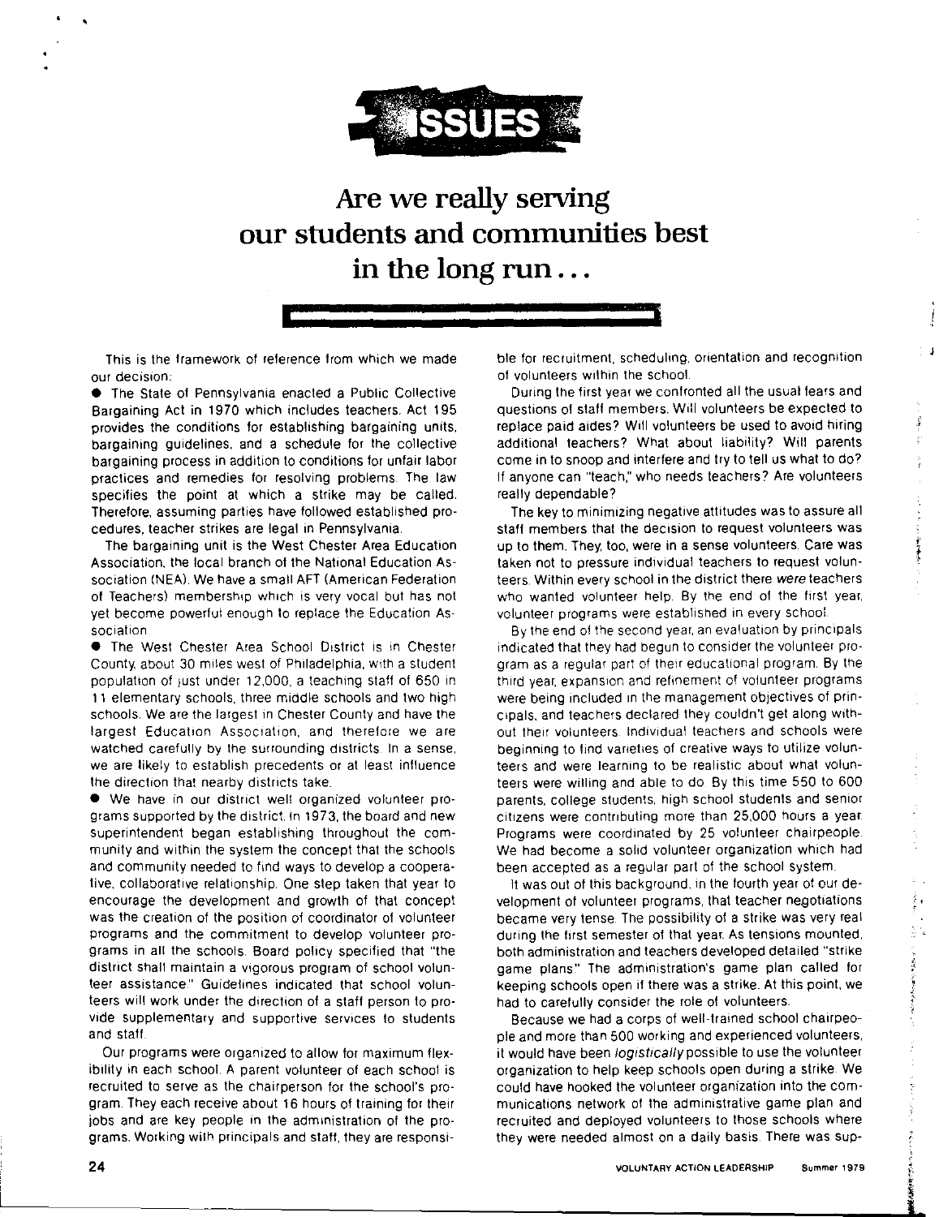# ISSUES

## Are we really serving our students and communities best in the long run...

This is the framework of reference from which we made our decision:

● The State of Pennsylvania enacted a Public Collective Bargaining Act in 1970 which includes teachers. Act 195 provides the conditions for establishing bargaining units, bargaining guidelines, and a schedule for the collective bargaining process in addition to conditions for unfair labor practices and remedies for resolving problems. The law specifies the point at which a strike may be called. Therefore, assuming parties have followed established procedures, teacher strikes are legal in Pennsylvania.

The bargaining unit is the West Chester Area Education Association, the local branch of the National Education Association (NEA). We have a small AFT (American Federation of Teachers) membership which is very vocal but has not yet become powerful enough to replace the Education Association.

● The West Chester Area School District is in Chester County, about 30 miles west of Philadelphia, with a student population of just under 12,000, a teaching staff of 650 in 11 elementary schools, three middle schools and two high schools. We are the largest in Chester County and have the largest Education Association, and therefore we are watched carefully by the surrounding districts. In a sense, we are likely to establish precedents or at least influence the direction that nearby districts take.

● We have in our district well organized volunteer programs supported by the district. In 1973, the board and new superintendent began establishing throughout the community and within the system the concept that the schools and community needed to find ways to develop a cooperative, collaborative relationship. One step taken that year to encourage the development and growth of that concept was the creation of the position of coordinator of volunteer programs and the commitment to develop volunteer programs in all the schools. Board policy specified that "the district shall maintain a vigorous program of school volunteer assistance." Guidelines indicated that school volunteers will work under the direction of a staff person to provide supplementary and supportive services to students and staff.

Our programs were organized to allow for maximum flexibility in each school. A parent volunteer of each school is recruited to serve as the chairperson for the school's program. They each receive about 16 hours of training for their jobs and are key people in the administration of the programs. Working with principals and staff, they are responsible for recruitment, scheduling, orientation and recognition of volunteers within the school.

During the first year we confronted all the usual fears and questions of staff members. Will volunteers be expected to replace paid aides? Will volunteers be used to avoid hiring additional teachers? What about liability? Will parents come in to snoop and interfere and try to tell us what to do? If anyone can "teach," who needs teachers? Are volunteers really dependable?

The key to minimizing negative attitudes was to assure all staff members that the decision to request volunteers was up to them. They, too, were in a sense volunteers. Care was taken not to pressure individual teachers to request volunteers. Within every school in the district there *were* teachers who wanted volunteer help. By the end of the first year, volunteer programs were established in every school.

By the end of the second year, an evaluation by principals indicated that they had begun to consider the volunteer program as a regular part of their educational program. By the third year, expansion and refinement of volunteer programs were being included in the management objectives of principals, and teachers declared they couldn't get along without their volunteers. Individual teachers and schools were beginning to find varieties of creative ways to utilize volunteers and were learning to be realistic about what volunteers were willing and able to do. By this time 550 to 600 parents, college students, high school students and senior citizens were contributing more than 25,000 hours a year. Programs were coordinated by 25 volunteer chairpeople. We had become a solid volunteer organization which had been accepted as a regular part of the school system.

It was out of this background, in the fourth year of our development of volunteer programs, that teacher negotiations became very tense. The possibility of a strike was very real during the first semester of that year. As tensions mounted, both administration and teachers developed detailed "strike game plans." The administration's game plan called for keeping schools open if there was a strike. At this point, we had to carefully consider the role of volunteers.

Because we had a corps of well-trained school chairpeople and more than 500 working and experienced volunteers, it would have been *logistically* possible to use the volunteer organization to help keep schools open during a strike. We could have hooked the volunteer organization into the communications network of the administrative game plan and recruited and deployed volunteers to those schools where they were needed almost on a daily basis. There was sup-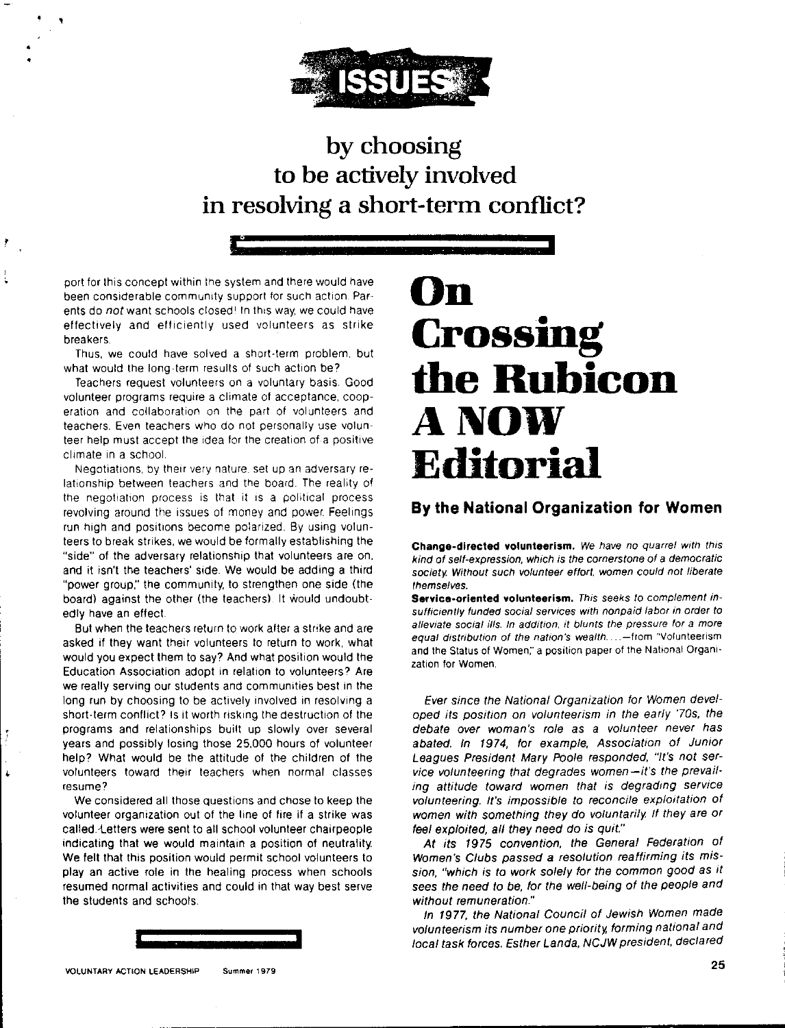ISSUES

# by choosing to be actively involved in resolving a short-term conflict?

port for this concept within the system and there would have been considerable community support for such action. Parents do *not* want schools closed! In this way, we could have effectively and efficiently used volunteers as strike breakers.

Thus, we could have solved a short-term problem, but what would the long-term results of such action be?

Teachers request volunteers on a voluntary basis. Good volunteer programs require a climate of acceptance, cooperation and collaboration on the part of volunteers and teachers. Even teachers who do not personally use volunteer help must accept the idea for the creation of a positive climate in a school.

Negotiations, by their very nature, set up an adversary relationship between teachers and the board. The reality of the negotiation process is that it is a political process revolving around the issues of money and power. Feelings run high and positions become polarized. By using volunteers to break strikes, we would be formally establishing the "side" of the adversary relationship that volunteers are on, and it isn't the teachers' side. We would be adding a third "power group," the community, to strengthen one side (the board) against the other (the teachers). It would undoubtedly have an effect.

But when the teachers return to work after a strike and are asked if they want their volunteers to return to work, what would you expect them to say? And what position would the Education Association adopt in relation to volunteers? Are we really serving our students and communities best in the long run by choosing to be actively involved in resolving a short-term conflict? Is it worth risking the destruction of the programs and relationships built up slowly over several years and possibly losing those 25,000 hours of volunteer help? What would be the attitude of the children of the volunteers toward their teachers when normal classes resume?

We considered all those questions and chose to keep the volunteer organization out of the line of fire if a strike was called. Letters were sent to all school volunteer chairpeople indicating that we would maintain a position of neutrality. We felt that this position would permit school volunteers to play an active role in the healing process when schools resumed normal activities and could in that way best serve the students and schools.

# On Crossing the Rubicon A NOW Editorial

## By the National Organization for Women

**Change-directed volunteerism.** *We have no quarrel with this kind of self-expression, which is the cornerstone of a democratic society. Without such volunteer effort, women could not liberate themselves.*

**Service-oriented volunteerism.** *This seeks to complement insufficiently funded social services with nonpaid labor in order to alleviate social ills. In addition, it blunts the pressure for a more equal distribution of the nation's wealth....*—from "Volunteerism and the Status of Women," a position paper of the National Organization for Women.

*Ever since the National Organization for Women developed its position on volunteerism in the early '70s, the debate over woman's role as a volunteer never has abated. In 1974, for example, Association of Junior Leagues President Mary Poole responded, "It's not service volunteering that degrades women—it's the prevailing attitude toward women that is degrading service volunteering. It's impossible to reconcile exploitation of women with something they do voluntarily. If they are or feel exploited, all they need do is quit."*

*At its 1975 convention, the General Federation of Women's Clubs passed a resolution reaffirming its mission, "which is to work solely for the common good as it sees the need to be, for the well-being of the people and without remuneration."*

*In 1977, the National Council of Jewish Women made volunteerism its number one priority, forming national and local task forces. Esther Landa, NCJW president, declared*